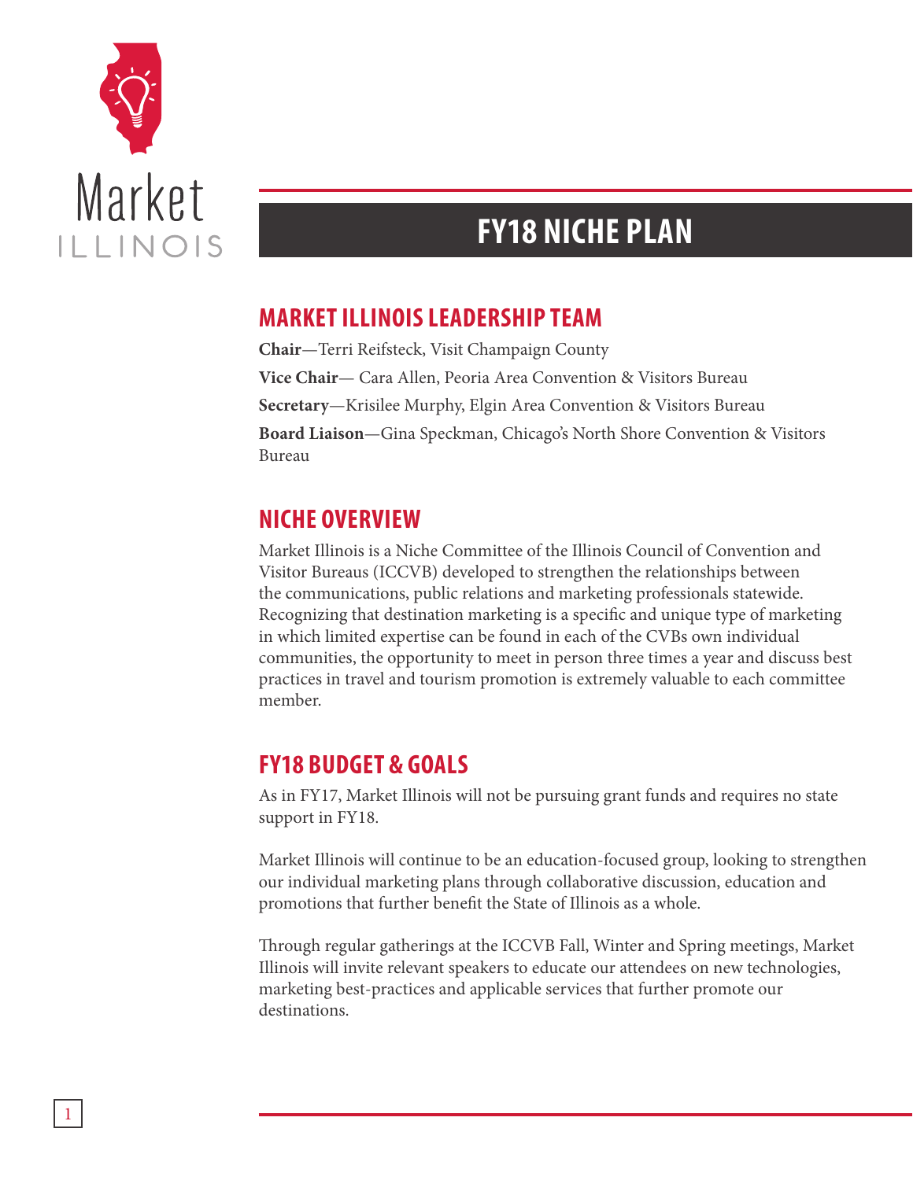Market ILLINOIS

# FY18 NICHE PLAN

## MARKET ILLINOIS LEADERSHIP TEAM

**Chair**—Terri Reifsteck, Visit Champaign County

**Vice Chair**— Cara Allen, Peoria Area Convention & Visitors Bureau

**Secretary**—Krisilee Murphy, Elgin Area Convention & Visitors Bureau

**Board Liaison**—Gina Speckman, Chicago's North Shore Convention & Visitors Bureau

## NICHE OVERVIEW

Market Illinois is a Niche Committee of the Illinois Council of Convention and Visitor Bureaus (ICCVB) developed to strengthen the relationships between the communications, public relations and marketing professionals statewide. Recognizing that destination marketing is a specific and unique type of marketing in which limited expertise can be found in each of the CVBs own individual communities, the opportunity to meet in person three times a year and discuss best practices in travel and tourism promotion is extremely valuable to each committee member.

## FY18 BUDGET & GOALS

As in FY17, Market Illinois will not be pursuing grant funds and requires no state support in FY18.

Market Illinois will continue to be an education-focused group, looking to strengthen our individual marketing plans through collaborative discussion, education and promotions that further benefit the State of Illinois as a whole.

Through regular gatherings at the ICCVB Fall, Winter and Spring meetings, Market Illinois will invite relevant speakers to educate our attendees on new technologies, marketing best-practices and applicable services that further promote our destinations.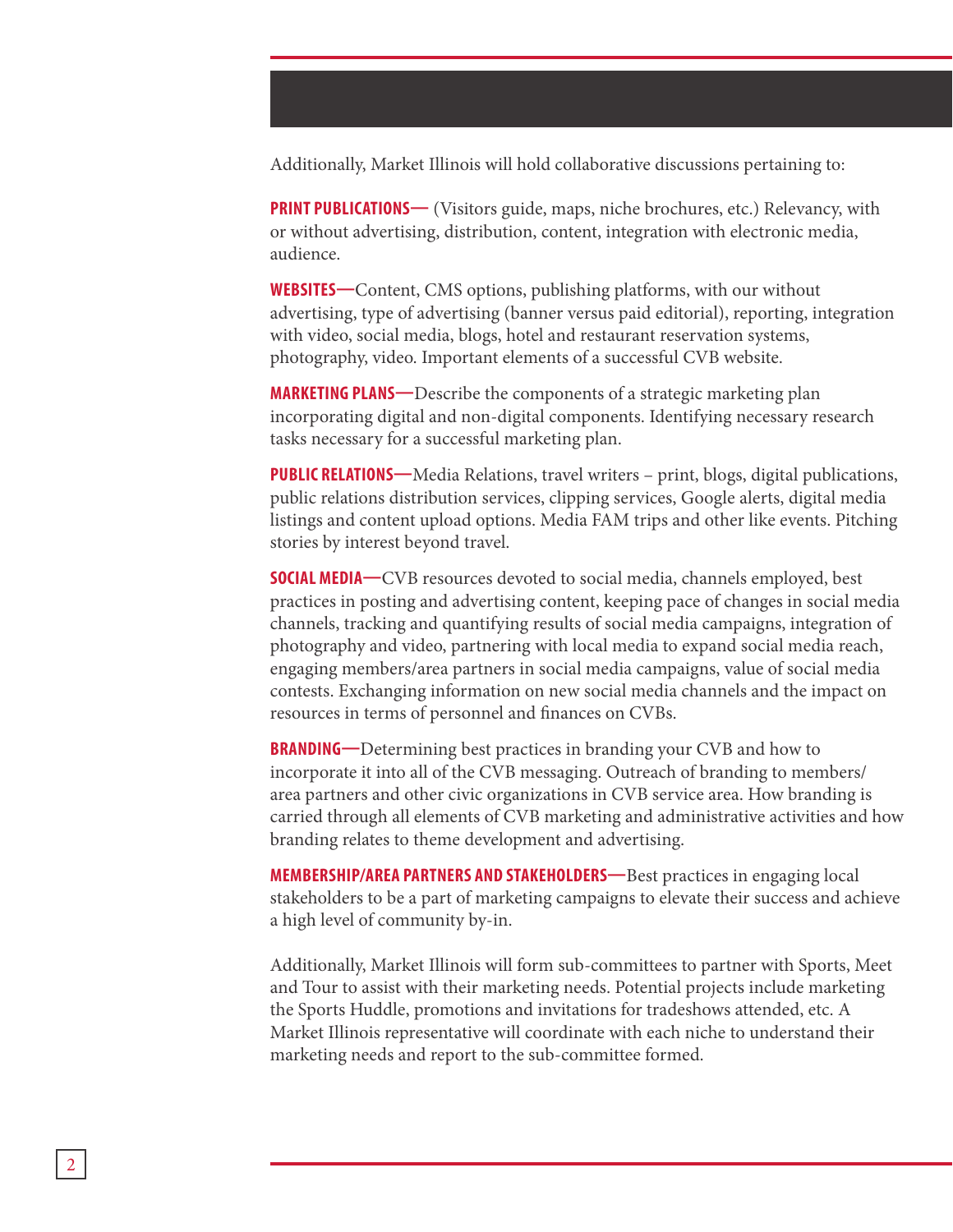Additionally, Market Illinois will hold collaborative discussions pertaining to:

**PRINT PUBLICATIONS—** (Visitors guide, maps, niche brochures, etc.) Relevancy, with or without advertising, distribution, content, integration with electronic media, audience.

**WEBSITES—**Content, CMS options, publishing platforms, with our without advertising, type of advertising (banner versus paid editorial), reporting, integration with video, social media, blogs, hotel and restaurant reservation systems, photography, video. Important elements of a successful CVB website.

**MARKETING PLANS—**Describe the components of a strategic marketing plan incorporating digital and non-digital components. Identifying necessary research tasks necessary for a successful marketing plan.

**PUBLIC RELATIONS—**Media Relations, travel writers – print, blogs, digital publications, public relations distribution services, clipping services, Google alerts, digital media listings and content upload options. Media FAM trips and other like events. Pitching stories by interest beyond travel.

**SOCIAL MEDIA—**CVB resources devoted to social media, channels employed, best practices in posting and advertising content, keeping pace of changes in social media channels, tracking and quantifying results of social media campaigns, integration of photography and video, partnering with local media to expand social media reach, engaging members/area partners in social media campaigns, value of social media contests. Exchanging information on new social media channels and the impact on resources in terms of personnel and finances on CVBs.

**BRANDING—**Determining best practices in branding your CVB and how to incorporate it into all of the CVB messaging. Outreach of branding to members/area partners and other civic organizations in CVB service area. How branding is carried through all elements of CVB marketing and administrative activities and how branding relates to theme development and advertising.

**MEMBERSHIP/AREA PARTNERS AND STAKEHOLDERS—**Best practices in engaging local stakeholders to be a part of marketing campaigns to elevate their success and achieve a high level of community by-in.

Additionally, Market Illinois will form sub-committees to partner with Sports, Meet and Tour to assist with their marketing needs. Potential projects include marketing the Sports Huddle, promotions and invitations for tradeshows attended, etc. A Market Illinois representative will coordinate with each niche to understand their marketing needs and report to the sub-committee formed.